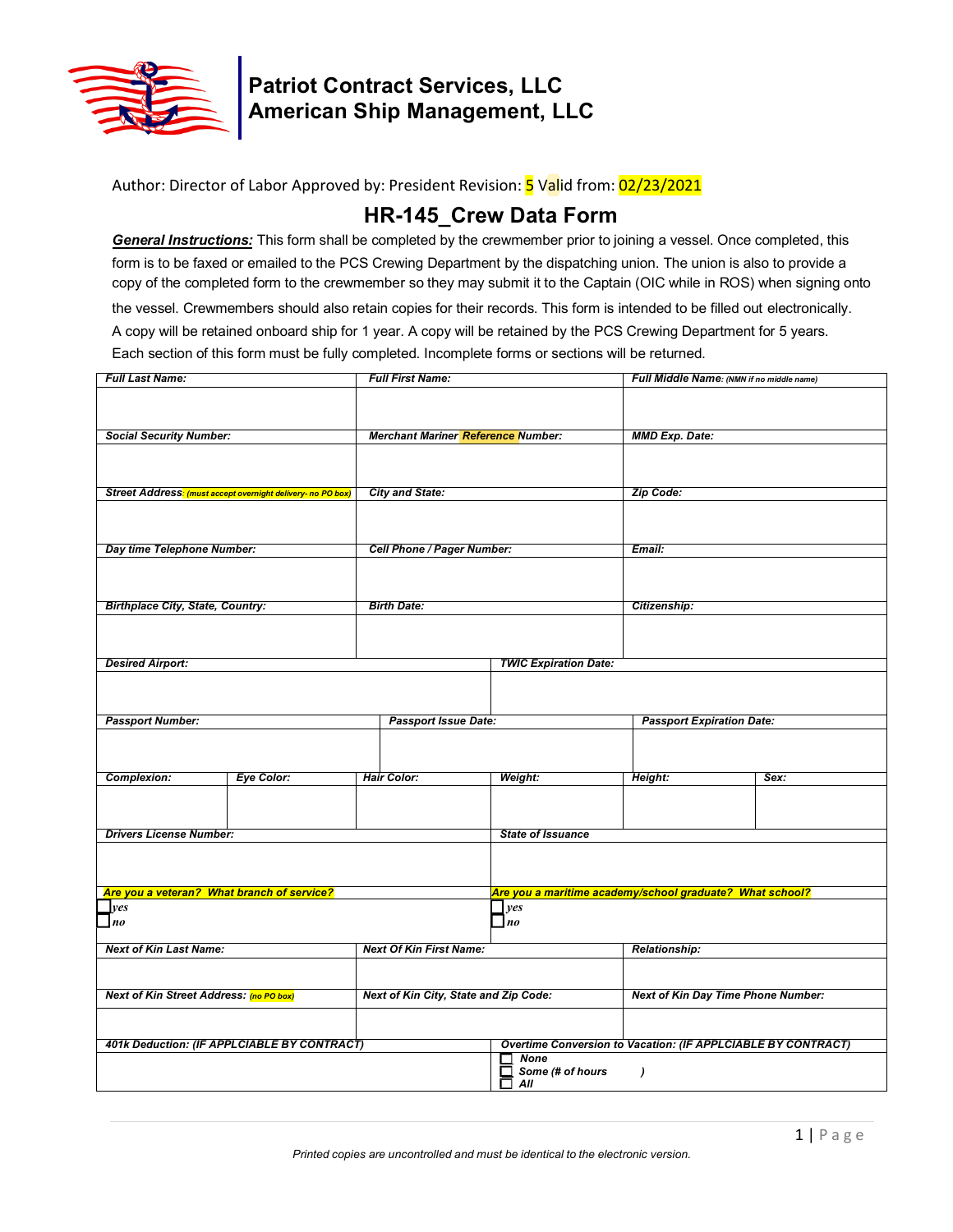# Patriot Contract Services, LLC
# American Ship Management, LLC

Author: Director of Labor Approved by: President Revision: 5 Valid from: 02/23/2021

## HR-145_Crew Data Form

***General Instructions:*** This form shall be completed by the crewmember prior to joining a vessel. Once completed, this form is to be faxed or emailed to the PCS Crewing Department by the dispatching union. The union is also to provide a copy of the completed form to the crewmember so they may submit it to the Captain (OIC while in ROS) when signing onto the vessel. Crewmembers should also retain copies for their records. This form is intended to be filled out electronically. A copy will be retained onboard ship for 1 year. A copy will be retained by the PCS Crewing Department for 5 years. Each section of this form must be fully completed. Incomplete forms or sections will be returned.

| Full Last Name: | Full First Name: | Full Middle Name: (NMN if no middle name) |
|---|---|---|
| | | |
| **Social Security Number:** | **Merchant Mariner Reference Number:** | **MMD Exp. Date:** |
| | | |
| **Street Address: (must accept overnight delivery- no PO box)** | **City and State:** | **Zip Code:** |
| | | |
| **Day time Telephone Number:** | **Cell Phone / Pager Number:** | **Email:** |
| | | |
| **Birthplace City, State, Country:** | **Birth Date:** | **Citizenship:** |
| | | |

| Desired Airport: | TWIC Expiration Date: |
|---|---|
| | |

| Passport Number: | Passport Issue Date: | Passport Expiration Date: |
|---|---|---|
| | | |

| Complexion: | Eye Color: | Hair Color: | Weight: | Height: | Sex: |
|---|---|---|---|---|---|
| | | | | | |

| Drivers License Number: | State of Issuance |
|---|---|
| | |
| **Are you a veteran? What branch of service?** | **Are you a maritime academy/school graduate? What school?** |
| ☐ yes<br>☐ no | ☐ yes<br>☐ no |

| Next of Kin Last Name: | Next Of Kin First Name: | Relationship: |
|---|---|---|
| | | |
| **Next of Kin Street Address: (no PO box)** | **Next of Kin City, State and Zip Code:** | **Next of Kin Day Time Phone Number:** |
| | | |

| 401k Deduction: (IF APPLCIABLE BY CONTRACT) | Overtime Conversion to Vacation: (IF APPLCIABLE BY CONTRACT) |
|---|---|
| | ☐ None<br>☐ Some (# of hours )<br>☐ All |

*Printed copies are uncontrolled and must be identical to the electronic version.*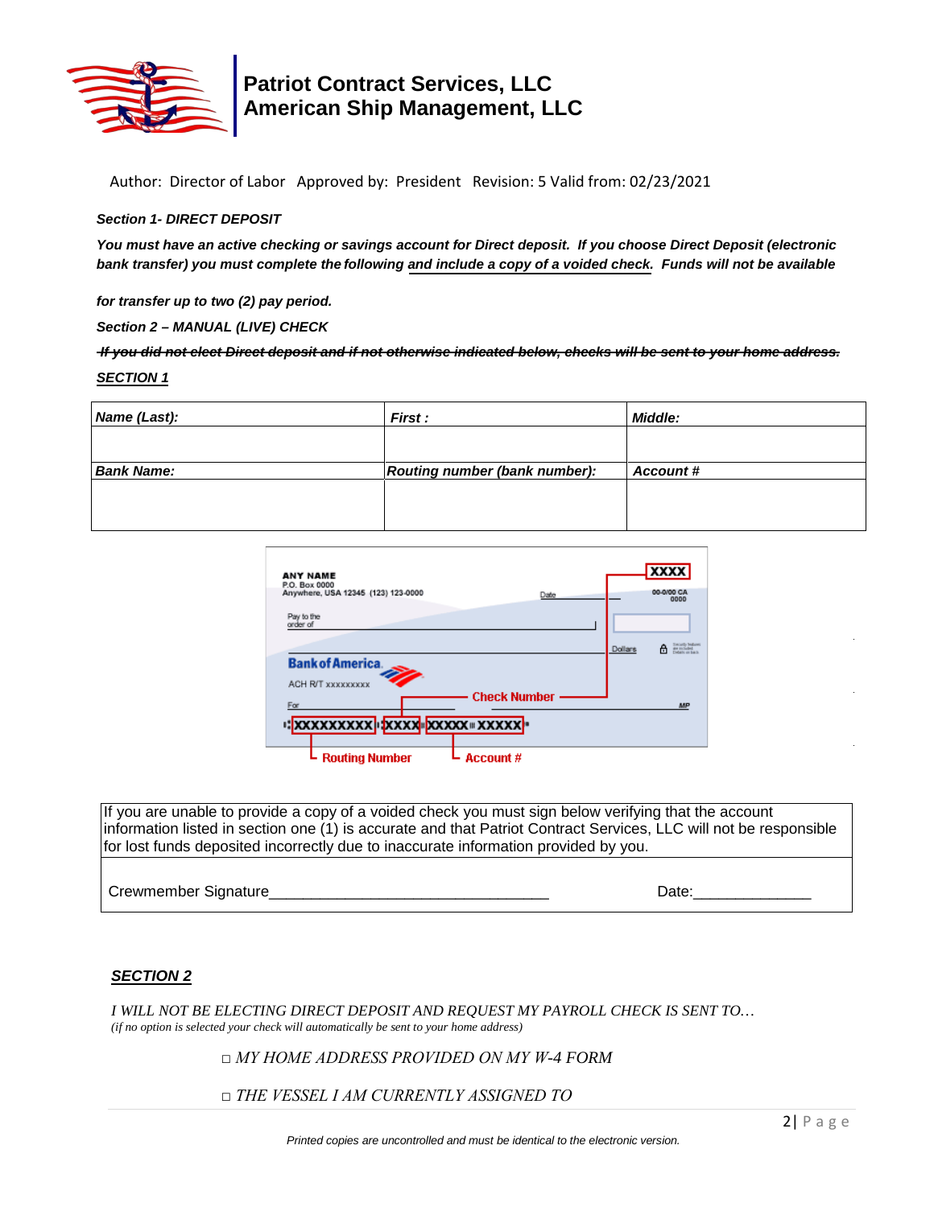**Patriot Contract Services, LLC**
**American Ship Management, LLC**

Author: Director of Labor Approved by: President Revision: 5 Valid from: 02/23/2021

***Section 1- DIRECT DEPOSIT***

***You must have an active checking or savings account for Direct deposit. If you choose Direct Deposit (electronic bank transfer) you must complete the following <u>and include a copy of a voided check.</u> Funds will not be available for transfer up to two (2) pay period.***

***Section 2 – MANUAL (LIVE) CHECK***

***~~If you did not elect Direct deposit and if not otherwise indicated below, checks will be sent to your home address.~~***

***<u>SECTION 1</u>***

| ***Name (Last):*** | ***First :*** | ***Middle:*** |
|---|---|---|
| | | |
| ***Bank Name:*** | ***Routing number (bank number):*** | ***Account #*** |
| | | |

| If you are unable to provide a copy of a voided check you must sign below verifying that the account information listed in section one (1) is accurate and that Patriot Contract Services, LLC will not be responsible for lost funds deposited incorrectly due to inaccurate information provided by you. |
|---|
| Crewmember Signature________________________________ Date:_____________ |

***<u>SECTION 2</u>***

*I WILL NOT BE ELECTING DIRECT DEPOSIT AND REQUEST MY PAYROLL CHECK IS SENT TO…*
*(if no option is selected your check will automatically be sent to your home address)*

□ *MY HOME ADDRESS PROVIDED ON MY W-4 FORM*

□ *THE VESSEL I AM CURRENTLY ASSIGNED TO*

*Printed copies are uncontrolled and must be identical to the electronic version.*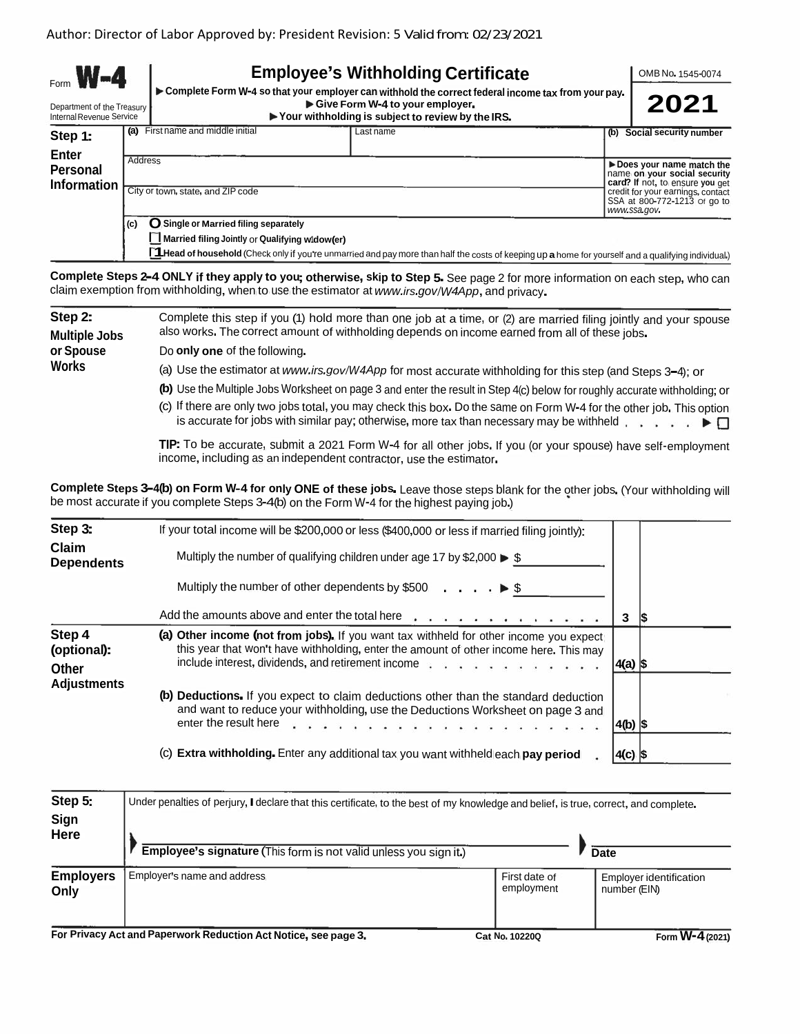Author: Director of Labor Approved by: President Revision: 5 Valid from: 02/23/2021

| Form **W-4** Department of the Treasury Internal Revenue Service | **Employee's Withholding Certificate** ▶ Complete Form W-4 so that your employer can withhold the correct federal income tax from your pay. ▶ Give Form W-4 to your employer. ▶ Your withholding is subject to review by the IRS. | OMB No. 1545-0074 **2021** |
|---|---|---|

**Step 1: Enter Personal Information**

| (a) First name and middle initial | Last name | (b) Social security number |
|---|---|---|
| Address | | ▶ Does your name match the name on your social security card? If not, to ensure you get credit for your earnings, contact SSA at 800-772-1213 or go to www.ssa.gov. |
| City or town, state, and ZIP code | | |

(c) ○ Single or Married filing separately
☐ Married filing Jointly or Qualifying widow(er)
☐ Head of household (Check only if you're unmarried and pay more than half the costs of keeping up a home for yourself and a qualifying individual.)

**Complete Steps 2–4 ONLY if they apply to you; otherwise, skip to Step 5.** See page 2 for more information on each step, who can claim exemption from withholding, when to use the estimator at *www.irs.gov/W4App*, and privacy.

**Step 2: Multiple Jobs or Spouse Works**

Complete this step if you (1) hold more than one job at a time, or (2) are married filing jointly and your spouse also works. The correct amount of withholding depends on income earned from all of these jobs.

Do **only one** of the following.

(a) Use the estimator at *www.irs.gov/W4App* for most accurate withholding for this step (and Steps 3–4); or

**(b)** Use the Multiple Jobs Worksheet on page 3 and enter the result in Step 4(c) below for roughly accurate withholding; or

(c) If there are only two jobs total, you may check this box. Do the same on Form W-4 for the other job. This option is accurate for jobs with similar pay; otherwise, more tax than necessary may be withheld . . . . . ▶ ☐

**TIP:** To be accurate, submit a 2021 Form W-4 for all other jobs. If you (or your spouse) have self-employment income, including as an independent contractor, use the estimator.

**Complete Steps 3–4(b) on Form W-4 for only ONE of these jobs.** Leave those steps blank for the other jobs. (Your withholding will be most accurate if you complete Steps 3–4(b) on the Form W-4 for the highest paying job.)

**Step 3: Claim Dependents**

If your total income will be $200,000 or less ($400,000 or less if married filing jointly):

Multiply the number of qualifying children under age 17 by $2,000 ▶ $ ________

Multiply the number of other dependents by $500 . . . . ▶ $ ________

Add the amounts above and enter the total here . . . . . . . . . . . . . . . | **3** | $

**Step 4 (optional): Other Adjustments**

**(a) Other income (not from jobs).** If you want tax withheld for other income you expect this year that won't have withholding, enter the amount of other income here. This may include interest, dividends, and retirement income . . . . . . . . . . . . | **4(a)** | $

**(b) Deductions.** If you expect to claim deductions other than the standard deduction and want to reduce your withholding, use the Deductions Worksheet on page 3 and enter the result here . . . . . . . . . . . . . . . . . . . . . . . | **4(b)** | $

(c) **Extra withholding.** Enter any additional tax you want withheld each **pay period** . | **4(c)** | $

**Step 5: Sign Here**

Under penalties of perjury, I declare that this certificate, to the best of my knowledge and belief, is true, correct, and complete.

▶ **Employee's signature** (This form is not valid unless you sign it.) ▶ **Date**

| **Employers Only** | Employer's name and address | First date of employment | Employer identification number (EIN) |
|---|---|---|---|
| | | | |

**For Privacy Act and Paperwork Reduction Act Notice, see page 3.** Cat No. 10220Q Form **W-4** (2021)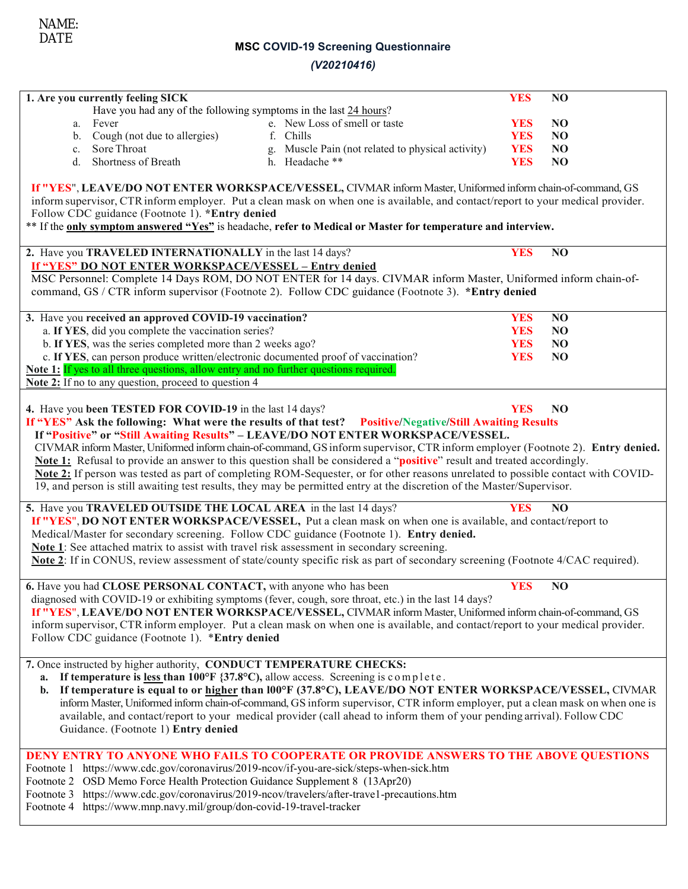NAME:
DATE

## MSC COVID-19 Screening Questionnaire

*(V20210416)*

**1. Are you currently feeling SICK** **YES** **NO**

Have you had any of the following symptoms in the last 24 hours?

| | | |
|---|---|---|
| a. Fever | e. New Loss of smell or taste | **YES** **NO** |
| b. Cough (not due to allergies) | f. Chills | **YES** **NO** |
| c. Sore Throat | g. Muscle Pain (not related to physical activity) | **YES** **NO** |
| d. Shortness of Breath | h. Headache ** | **YES** **NO** |

**If "YES"**, **LEAVE/DO NOT ENTER WORKSPACE/VESSEL,** CIVMAR inform Master, Uniformed inform chain-of-command, GS inform supervisor, CTR inform employer. Put a clean mask on when one is available, and contact/report to your medical provider. Follow CDC guidance (Footnote 1). ***Entry denied**

** If the **only symptom answered "Yes"** is headache, **refer to Medical or Master for temperature and interview.**

**2.** Have you **TRAVELED INTERNATIONALLY** in the last 14 days? **YES** **NO**

**If "YES" DO NOT ENTER WORKSPACE/VESSEL – Entry denied**

MSC Personnel: Complete 14 Days ROM, DO NOT ENTER for 14 days. CIVMAR inform Master, Uniformed inform chain-of-command, GS / CTR inform supervisor (Footnote 2). Follow CDC guidance (Footnote 3). ***Entry denied**

**3.** Have you **received an approved COVID-19 vaccination?** **YES** **NO**

a. **If YES**, did you complete the vaccination series? **YES** **NO**

b. **If YES**, was the series completed more than 2 weeks ago? **YES** **NO**

c. **If YES**, can person produce written/electronic documented proof of vaccination? **YES** **NO**

**Note 1:** If yes to all three questions, allow entry and no further questions required.

**Note 2:** If no to any question, proceed to question 4

**4.** Have you **been TESTED FOR COVID-19** in the last 14 days? **YES** **NO**

**If "YES" Ask the following: What were the results of that test? Positive/Negative/Still Awaiting Results**

**If "Positive" or "Still Awaiting Results" – LEAVE/DO NOT ENTER WORKSPACE/VESSEL.**

CIVMAR inform Master, Uniformed inform chain-of-command, GS inform supervisor, CTR inform employer (Footnote 2). **Entry denied.**

**Note 1:** Refusal to provide an answer to this question shall be considered a "**positive**" result and treated accordingly.

**Note 2:** If person was tested as part of completing ROM-Sequester, or for other reasons unrelated to possible contact with COVID-19, and person is still awaiting test results, they may be permitted entry at the discretion of the Master/Supervisor.

**5.** Have you **TRAVELED OUTSIDE THE LOCAL AREA** in the last 14 days? **YES** **NO**

**If "YES"**, **DO NOT ENTER WORKSPACE/VESSEL,** Put a clean mask on when one is available, and contact/report to Medical/Master for secondary screening. Follow CDC guidance (Footnote 1). **Entry denied.**

**Note 1**: See attached matrix to assist with travel risk assessment in secondary screening.

**Note 2**: If in CONUS, review assessment of state/county specific risk as part of secondary screening (Footnote 4/CAC required).

**6.** Have you had **CLOSE PERSONAL CONTACT,** with anyone who has been diagnosed with COVID-19 or exhibiting symptoms (fever, cough, sore throat, etc.) in the last 14 days? **YES** **NO**

**If "YES"**, **LEAVE/DO NOT ENTER WORKSPACE/VESSEL,** CIVMAR inform Master, Uniformed inform chain-of-command, GS inform supervisor, CTR inform employer. Put a clean mask on when one is available, and contact/report to your medical provider. Follow CDC guidance (Footnote 1). ***Entry denied**

**7.** Once instructed by higher authority, **CONDUCT TEMPERATURE CHECKS:**

a. **If temperature is less than 100°F {37.8°C),** allow access. Screening is complete.

b. **If temperature is equal to or higher than l00°F (37.8°C), LEAVE/DO NOT ENTER WORKSPACE/VESSEL,** CIVMAR inform Master, Uniformed inform chain-of-command, GS inform supervisor, CTR inform employer, put a clean mask on when one is available, and contact/report to your medical provider (call ahead to inform them of your pending arrival). Follow CDC Guidance. (Footnote 1) **Entry denied**

**DENY ENTRY TO ANYONE WHO FAILS TO COOPERATE OR PROVIDE ANSWERS TO THE ABOVE QUESTIONS**

Footnote 1 https://www.cdc.gov/coronavirus/2019-ncov/if-you-are-sick/steps-when-sick.htm

Footnote 2 OSD Memo Force Health Protection Guidance Supplement 8 (13Apr20)

Footnote 3 https://www.cdc.gov/coronavirus/2019-ncov/travelers/after-trave1-precautions.htm

Footnote 4 https://www.mnp.navy.mil/group/don-covid-19-travel-tracker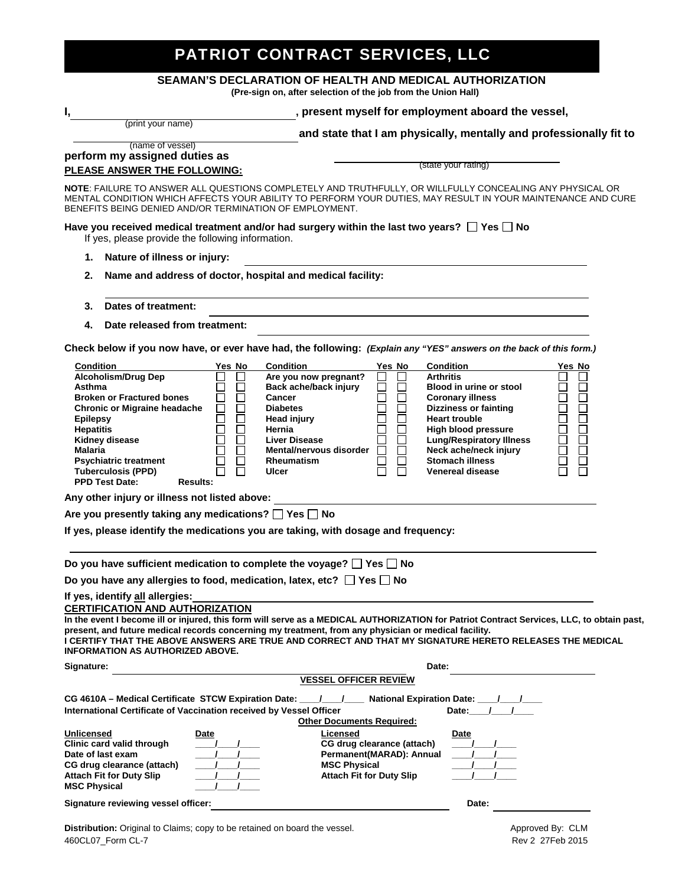# PATRIOT CONTRACT SERVICES, LLC

## SEAMAN'S DECLARATION OF HEALTH AND MEDICAL AUTHORIZATION

**(Pre-sign on, after selection of the job from the Union Hall)**

**I,** ______________________ (print your name) **, present myself for employment aboard the vessel,**

______________________ (name of vessel) **and state that I am physically, mentally and professionally fit to perform my assigned duties as** ______________________ (state your rating)

**PLEASE ANSWER THE FOLLOWING:**

**NOTE**: FAILURE TO ANSWER ALL QUESTIONS COMPLETELY AND TRUTHFULLY, OR WILLFULLY CONCEALING ANY PHYSICAL OR MENTAL CONDITION WHICH AFFECTS YOUR ABILITY TO PERFORM YOUR DUTIES, MAY RESULT IN YOUR MAINTENANCE AND CURE BENEFITS BEING DENIED AND/OR TERMINATION OF EMPLOYMENT.

**Have you received medical treatment and/or had surgery within the last two years?** ☐ **Yes** ☐ **No**

If yes, please provide the following information.

1. **Nature of illness or injury:** ______________________
2. **Name and address of doctor, hospital and medical facility:** ______________________
3. **Dates of treatment:** ______________________
4. **Date released from treatment:** ______________________

**Check below if you now have, or ever have had, the following:** ***(Explain any "YES" answers on the back of this form.)***

| Condition | Yes | No | Condition | Yes | No | Condition | Yes | No |
|---|---|---|---|---|---|---|---|---|
| Alcoholism/Drug Dep | ☐ | ☐ | Are you now pregnant? | ☐ | ☐ | Arthritis | ☐ | ☐ |
| Asthma | ☐ | ☐ | Back ache/back injury | ☐ | ☐ | Blood in urine or stool | ☐ | ☐ |
| Broken or Fractured bones | ☐ | ☐ | Cancer | ☐ | ☐ | Coronary illness | ☐ | ☐ |
| Chronic or Migraine headache | ☐ | ☐ | Diabetes | ☐ | ☐ | Dizziness or fainting | ☐ | ☐ |
| Epilepsy | ☐ | ☐ | Head injury | ☐ | ☐ | Heart trouble | ☐ | ☐ |
| Hepatitis | ☐ | ☐ | Hernia | ☐ | ☐ | High blood pressure | ☐ | ☐ |
| Kidney disease | ☐ | ☐ | Liver Disease | ☐ | ☐ | Lung/Respiratory Illness | ☐ | ☐ |
| Malaria | ☐ | ☐ | Mental/nervous disorder | ☐ | ☐ | Neck ache/neck injury | ☐ | ☐ |
| Psychiatric treatment | ☐ | ☐ | Rheumatism | ☐ | ☐ | Stomach illness | ☐ | ☐ |
| Tuberculosis (PPD) | ☐ | ☐ | Ulcer | ☐ | ☐ | Venereal disease | ☐ | ☐ |
| PPD Test Date: Results: | | | | | | | | |

**Any other injury or illness not listed above:** ______________________

**Are you presently taking any medications?** ☐ **Yes** ☐ **No**

**If yes, please identify the medications you are taking, with dosage and frequency:**

______________________

**Do you have sufficient medication to complete the voyage?** ☐ **Yes** ☐ **No**

**Do you have any allergies to food, medication, latex, etc?** ☐ **Yes** ☐ **No**

**If yes, identify all allergies:** ______________________

**CERTIFICATION AND AUTHORIZATION**

**In the event I become ill or injured, this form will serve as a MEDICAL AUTHORIZATION for Patriot Contract Services, LLC, to obtain past, present, and future medical records concerning my treatment, from any physician or medical facility.**
**I CERTIFY THAT THE ABOVE ANSWERS ARE TRUE AND CORRECT AND THAT MY SIGNATURE HERETO RELEASES THE MEDICAL INFORMATION AS AUTHORIZED ABOVE.**

**Signature:** ______________________ **Date:** ______________________

**VESSEL OFFICER REVIEW**

**CG 4610A – Medical Certificate STCW Expiration Date:** ____/____/____ **National Expiration Date:** ____/____/____

**International Certificate of Vaccination received by Vessel Officer** **Date:** ____/____/____

**Other Documents Required:**

| Unlicensed | Date | Licensed | Date |
|---|---|---|---|
| Clinic card valid through | ____/____/____ | CG drug clearance (attach) | ____/____/____ |
| Date of last exam | ____/____/____ | Permanent(MARAD): Annual | ____/____/____ |
| CG drug clearance (attach) | ____/____/____ | MSC Physical | ____/____/____ |
| Attach Fit for Duty Slip | ____/____/____ | Attach Fit for Duty Slip | ____/____/____ |
| MSC Physical | ____/____/____ | | |

**Signature reviewing vessel officer:** ______________________ **Date:** ______________________

**Distribution:** Original to Claims; copy to be retained on board the vessel.

Approved By: CLM

460CL07_Form CL-7

Rev 2 27Feb 2015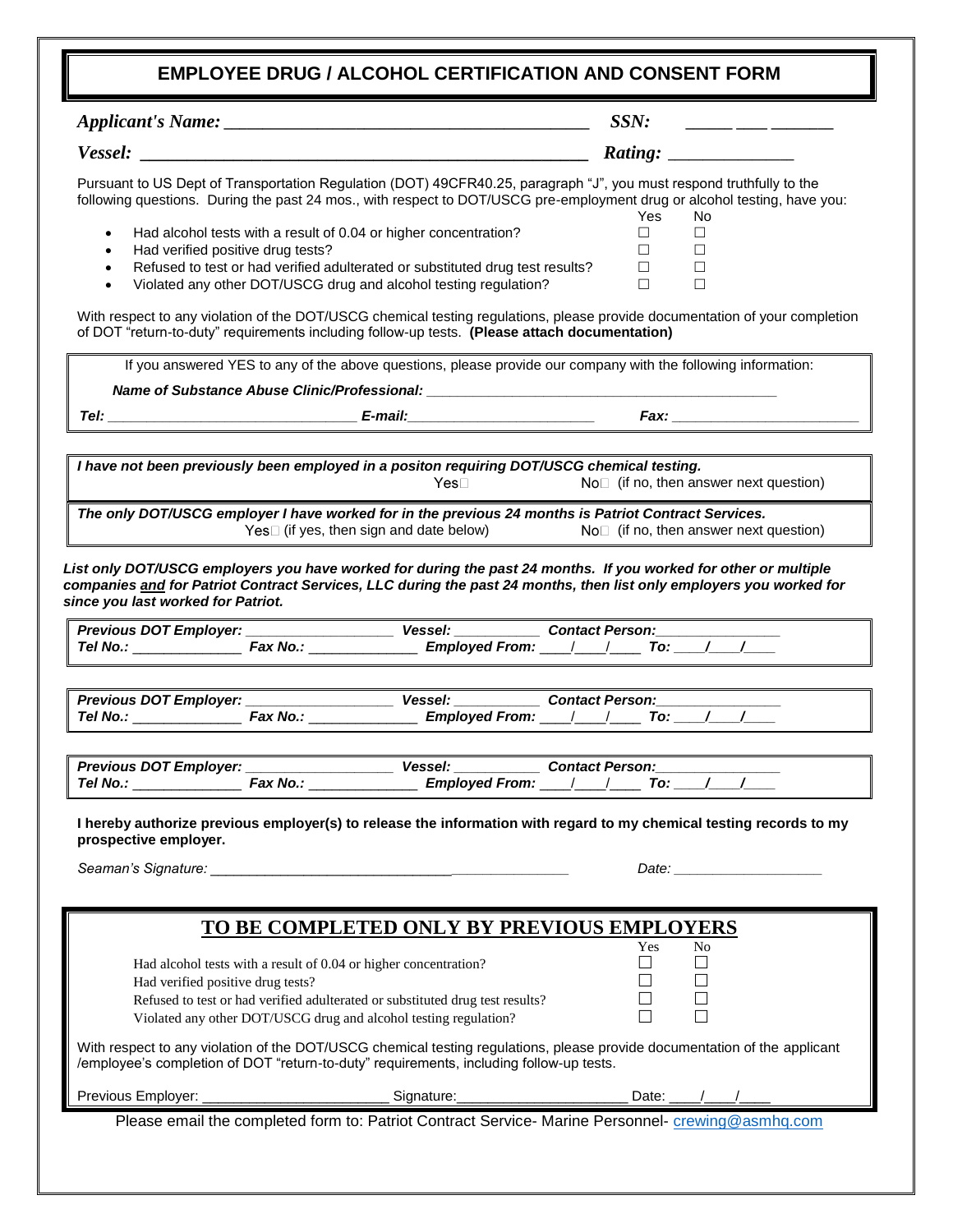# EMPLOYEE DRUG / ALCOHOL CERTIFICATION AND CONSENT FORM

***Applicant's Name:*** ________________________________________ ***SSN:*** _____ ___ _______

***Vessel:*** ________________________________________________ ***Rating:*** _____________

Pursuant to US Dept of Transportation Regulation (DOT) 49CFR40.25, paragraph "J", you must respond truthfully to the following questions. During the past 24 mos., with respect to DOT/USCG pre-employment drug or alcohol testing, have you:

| | Yes | No |
|---|---|---|
| • Had alcohol tests with a result of 0.04 or higher concentration? | ☐ | ☐ |
| • Had verified positive drug tests? | ☐ | ☐ |
| • Refused to test or had verified adulterated or substituted drug test results? | ☐ | ☐ |
| • Violated any other DOT/USCG drug and alcohol testing regulation? | ☐ | ☐ |

With respect to any violation of the DOT/USCG chemical testing regulations, please provide documentation of your completion of DOT "return-to-duty" requirements including follow-up tests. **(Please attach documentation)**

If you answered YES to any of the above questions, please provide our company with the following information:

***Name of Substance Abuse Clinic/Professional:*** ____________________________________________

***Tel:*** _______________________________ ***E-mail:*** _______________________ ***Fax:*** _______________________

***I have not been previously been employed in a positon requiring DOT/USCG chemical testing.***
Yes☐ No☐ (if no, then answer next question)

***The only DOT/USCG employer I have worked for in the previous 24 months is Patriot Contract Services.***
Yes☐ (if yes, then sign and date below) No☐ (if no, then answer next question)

***List only DOT/USCG employers you have worked for during the past 24 months. If you worked for other or multiple companies and for Patriot Contract Services, LLC during the past 24 months, then list only employers you worked for since you last worked for Patriot.***

***Previous DOT Employer:*** _________________ ***Vessel:*** __________ ***Contact Person:*** _______________
***Tel No.:*** _____________ ***Fax No.:*** _____________ ***Employed From:*** ___/___/___ ***To:*** ___/___/___

***Previous DOT Employer:*** _________________ ***Vessel:*** __________ ***Contact Person:*** _______________
***Tel No.:*** _____________ ***Fax No.:*** _____________ ***Employed From:*** ___/___/___ ***To:*** ___/___/___

***Previous DOT Employer:*** _________________ ***Vessel:*** __________ ***Contact Person:*** _______________
***Tel No.:*** _____________ ***Fax No.:*** _____________ ***Employed From:*** ___/___/___ ***To:*** ___/___/___

**I hereby authorize previous employer(s) to release the information with regard to my chemical testing records to my prospective employer.**

*Seaman's Signature:* _______________________________________________ *Date:* ___________________

## TO BE COMPLETED ONLY BY PREVIOUS EMPLOYERS

| | Yes | No |
|---|---|---|
| Had alcohol tests with a result of 0.04 or higher concentration? | ☐ | ☐ |
| Had verified positive drug tests? | ☐ | ☐ |
| Refused to test or had verified adulterated or substituted drug test results? | ☐ | ☐ |
| Violated any other DOT/USCG drug and alcohol testing regulation? | ☐ | ☐ |

With respect to any violation of the DOT/USCG chemical testing regulations, please provide documentation of the applicant /employee's completion of DOT "return-to-duty" requirements, including follow-up tests.

Previous Employer: _______________________ Signature:_____________________ Date: ___/___/___

Please email the completed form to: Patriot Contract Service- Marine Personnel- crewing@asmhq.com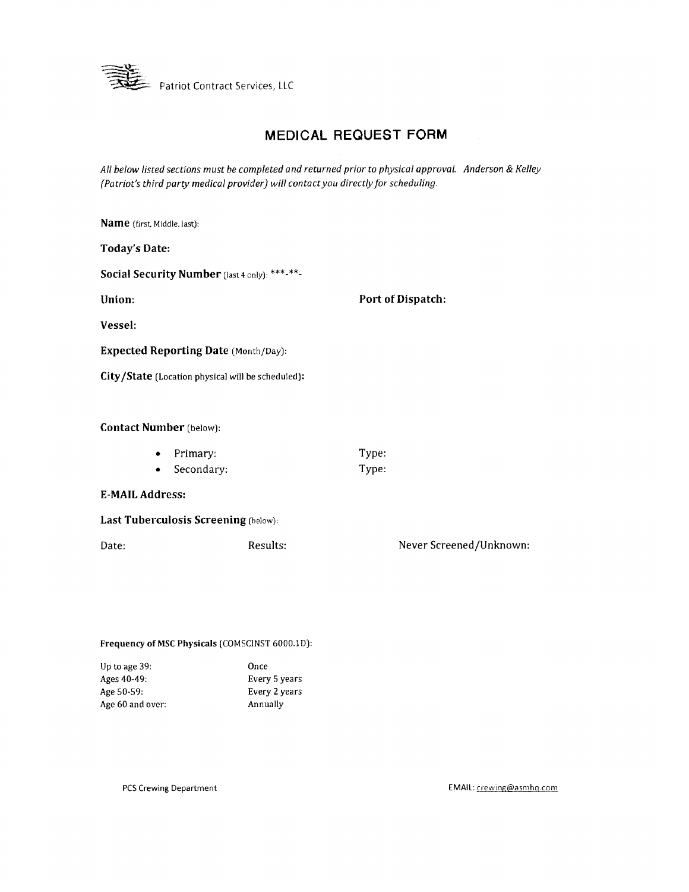Patriot Contract Services, LLC

# MEDICAL REQUEST FORM

*All below listed sections must be completed and returned prior to physical approval. Anderson & Kelley (Patriot's third party medical provider) will contact you directly for scheduling.*

**Name** (first, Middle, last):

**Today's Date:**

**Social Security Number** (last 4 only): ***-**-

**Union:** **Port of Dispatch:**

**Vessel:**

**Expected Reporting Date** (Month/Day):

**City/State** (Location physical will be scheduled)**:**

**Contact Number** (below):

- Primary: Type:
- Secondary: Type:

**E-MAIL Address:**

**Last Tuberculosis Screening** (below):

Date: Results: Never Screened/Unknown:

**Frequency of MSC Physicals** (COMSCINST 6000.1D):

| | |
|---|---|
| Up to age 39: | Once |
| Ages 40-49: | Every 5 years |
| Age 50-59: | Every 2 years |
| Age 60 and over: | Annually |

PCS Crewing Department EMAIL: crewing@asmhq.com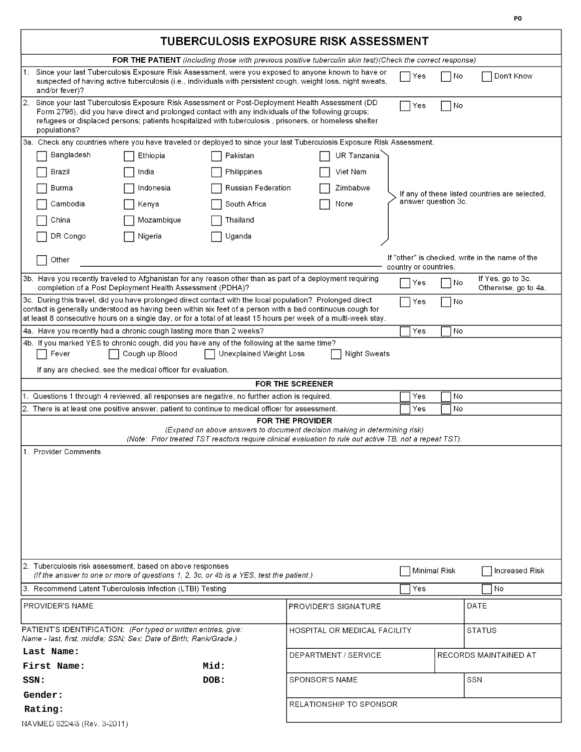# TUBERCULOSIS EXPOSURE RISK ASSESSMENT

## FOR THE PATIENT *(including those with previous positive tuberculin skin test)(Check the correct response)*

1. Since your last Tuberculosis Exposure Risk Assessment, were you exposed to anyone known to have or suspected of having active tuberculosis (i.e., individuals with persistent cough, weight loss, night sweats, and/or fever)? ☐ Yes ☐ No ☐ Don't Know

2. Since your last Tuberculosis Exposure Risk Assessment or Post-Deployment Health Assessment (DD Form 2796), did you have direct and prolonged contact with any individuals of the following groups: refugees or displaced persons; patients hospitalized with tuberculosis , prisoners, or homeless shelter populations? ☐ Yes ☐ No

3a. Check any countries where you have traveled or deployed to since your last Tuberculosis Exposure Risk Assessment.

| | | | |
|---|---|---|---|
| ☐ Bangladesh | ☐ Ethiopia | ☐ Pakistan | ☐ UR Tanzania |
| ☐ Brazil | ☐ India | ☐ Philippines | ☐ Viet Nam |
| ☐ Burma | ☐ Indonesia | ☐ Russian Federation | ☐ Zimbabwe |
| ☐ Cambodia | ☐ Kenya | ☐ South Africa | ☐ None |
| ☐ China | ☐ Mozambique | ☐ Thailand | |
| ☐ DR Congo | ☐ Nigeria | ☐ Uganda | |

If any of these listed countries are selected, answer question 3c.

☐ Other ______________________ If "other" is checked, write in the name of the country or countries.

3b. Have you recently traveled to Afghanistan for any reason other than as part of a deployment requiring completion of a Post Deployment Health Assessment (PDHA)? ☐ Yes ☐ No — If Yes, go to 3c. Otherwise, go to 4a.

3c. During this travel, did you have prolonged direct contact with the local population? Prolonged direct contact is generally understood as having been within six feet of a person with a bad continuous cough for at least 8 consecutive hours on a single day, or for a total of at least 15 hours per week of a multi-week stay. ☐ Yes ☐ No

4a. Have you recently had a chronic cough lasting more than 2 weeks? ☐ Yes ☐ No

4b. If you marked YES to chronic cough, did you have any of the following at the same time?
☐ Fever ☐ Cough up Blood ☐ Unexplained Weight Loss ☐ Night Sweats

If any are checked, see the medical officer for evaluation.

## FOR THE SCREENER

1. Questions 1 through 4 reviewed, all responses are negative, no further action is required. ☐ Yes ☐ No
2. There is at least one positive answer, patient to continue to medical officer for assessment. ☐ Yes ☐ No

## FOR THE PROVIDER

*(Expand on above answers to document decision making in determining risk)*
*(Note: Prior treated TST reactors require clinical evaluation to rule out active TB, not a repeat TST).*

1. Provider Comments

2. Tuberculosis risk assessment, based on above responses ☐ Minimal Risk ☐ Increased Risk
*(If the answer to one or more of questions 1, 2, 3c, or 4b is a YES, test the patient.)*

3. Recommend Latent Tuberculosis Infection (LTBI) Testing ☐ Yes ☐ No

| | | |
|---|---|---|
| PROVIDER'S NAME | PROVIDER'S SIGNATURE | DATE |
| PATIENT'S IDENTIFICATION: *(For typed or written entries, give: Name - last, first, middle; SSN; Sex; Date of Birth; Rank/Grade.)* | HOSPITAL OR MEDICAL FACILITY | STATUS |
| | DEPARTMENT / SERVICE | RECORDS MAINTAINED AT |
| | SPONSOR'S NAME | SSN |
| | RELATIONSHIP TO SPONSOR | |

**Last Name:**
**First Name:** **Mid:**
**SSN:** **DOB:**
**Gender:**
**Rating:**

NAVMED 6224/8 (Rev. 3-2011)